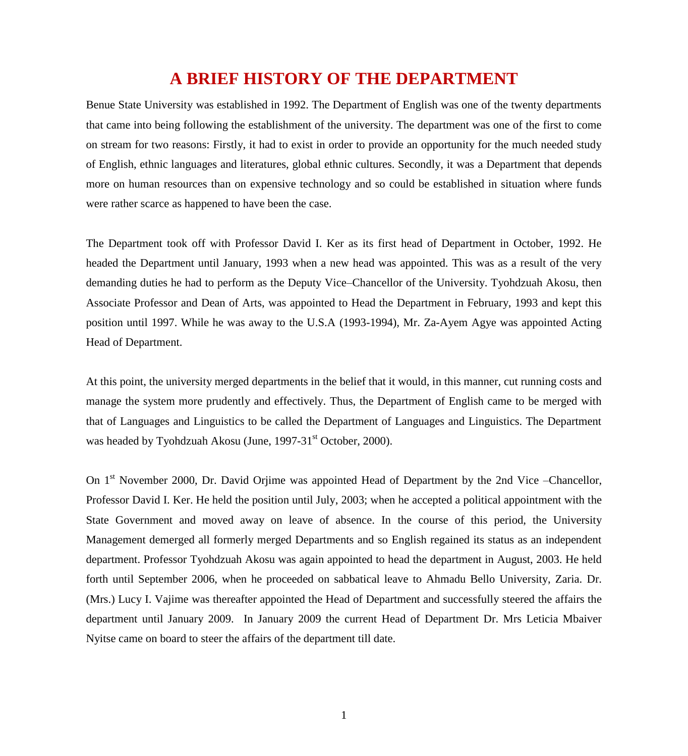# A BRIEF HISTORY OF THE DEPARTMENT

Benue State University was established in 1992. The Department of English was one of the twenty departments that came into being following the establishment of the university. The department was one of the first to come on stream for two reasons: Firstly, it had to exist in order to provide an opportunity for the much needed study of English, ethnic languages and literatures, global ethnic cultures. Secondly, it was a Department that depends more on human resources than on expensive technology and so could be established in situation where funds were rather scarce as happened to have been the case.

The Department took off with Professor David I. Ker as its first head of Department in October, 1992. He headed the Department until January, 1993 when a new head was appointed. This was as a result of the very demanding duties he had to perform as the Deputy Vice–Chancellor of the University. Tyohdzuah Akosu, then Associate Professor and Dean of Arts, was appointed to Head the Department in February, 1993 and kept this position until 1997. While he was away to the U.S.A (1993-1994), Mr. Za-Ayem Agye was appointed Acting Head of Department.

At this point, the university merged departments in the belief that it would, in this manner, cut running costs and manage the system more prudently and effectively. Thus, the Department of English came to be merged with that of Languages and Linguistics to be called the Department of Languages and Linguistics. The Department was headed by Tyohdzuah Akosu (June, 1997-31st October, 2000).

On 1st November 2000, Dr. David Orjime was appointed Head of Department by the 2nd Vice –Chancellor, Professor David I. Ker. He held the position until July, 2003; when he accepted a political appointment with the State Government and moved away on leave of absence. In the course of this period, the University Management demerged all formerly merged Departments and so English regained its status as an independent department. Professor Tyohdzuah Akosu was again appointed to head the department in August, 2003. He held forth until September 2006, when he proceeded on sabbatical leave to Ahmadu Bello University, Zaria. Dr. (Mrs.) Lucy I. Vajime was thereafter appointed the Head of Department and successfully steered the affairs the department until January 2009. In January 2009 the current Head of Department Dr. Mrs Leticia Mbaiver Nyitse came on board to steer the affairs of the department till date.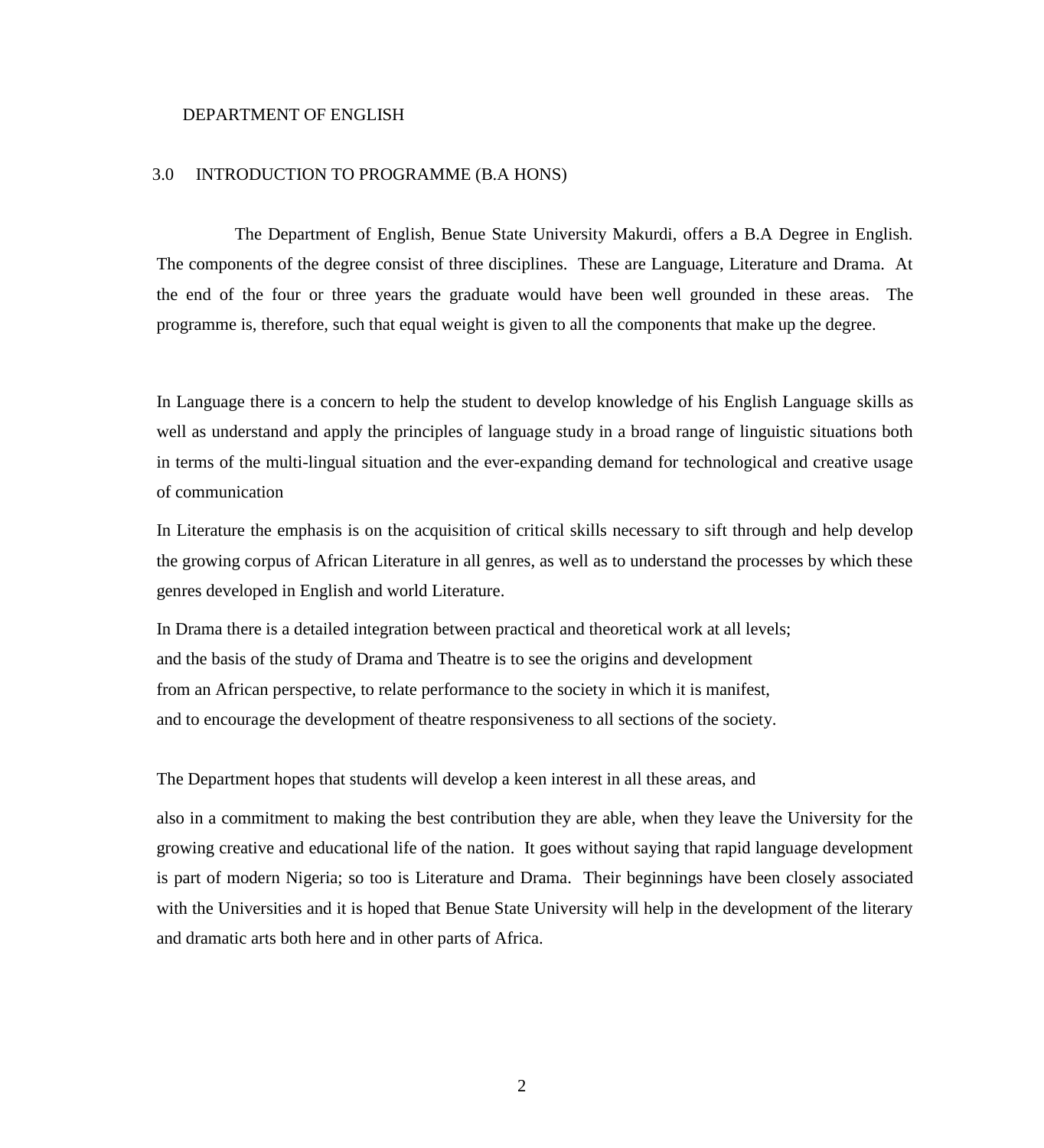DEPARTMENT OF ENGLISH

## 3.0 INTRODUCTION TO PROGRAMME (B.A HONS)

The Department of English, Benue State University Makurdi, offers a B.A Degree in English. The components of the degree consist of three disciplines. These are Language, Literature and Drama. At the end of the four or three years the graduate would have been well grounded in these areas. The programme is, therefore, such that equal weight is given to all the components that make up the degree.

In Language there is a concern to help the student to develop knowledge of his English Language skills as well as understand and apply the principles of language study in a broad range of linguistic situations both in terms of the multi-lingual situation and the ever-expanding demand for technological and creative usage of communication

In Literature the emphasis is on the acquisition of critical skills necessary to sift through and help develop the growing corpus of African Literature in all genres, as well as to understand the processes by which these genres developed in English and world Literature.

In Drama there is a detailed integration between practical and theoretical work at all levels; and the basis of the study of Drama and Theatre is to see the origins and development from an African perspective, to relate performance to the society in which it is manifest, and to encourage the development of theatre responsiveness to all sections of the society.

The Department hopes that students will develop a keen interest in all these areas, and

also in a commitment to making the best contribution they are able, when they leave the University for the growing creative and educational life of the nation. It goes without saying that rapid language development is part of modern Nigeria; so too is Literature and Drama. Their beginnings have been closely associated with the Universities and it is hoped that Benue State University will help in the development of the literary and dramatic arts both here and in other parts of Africa.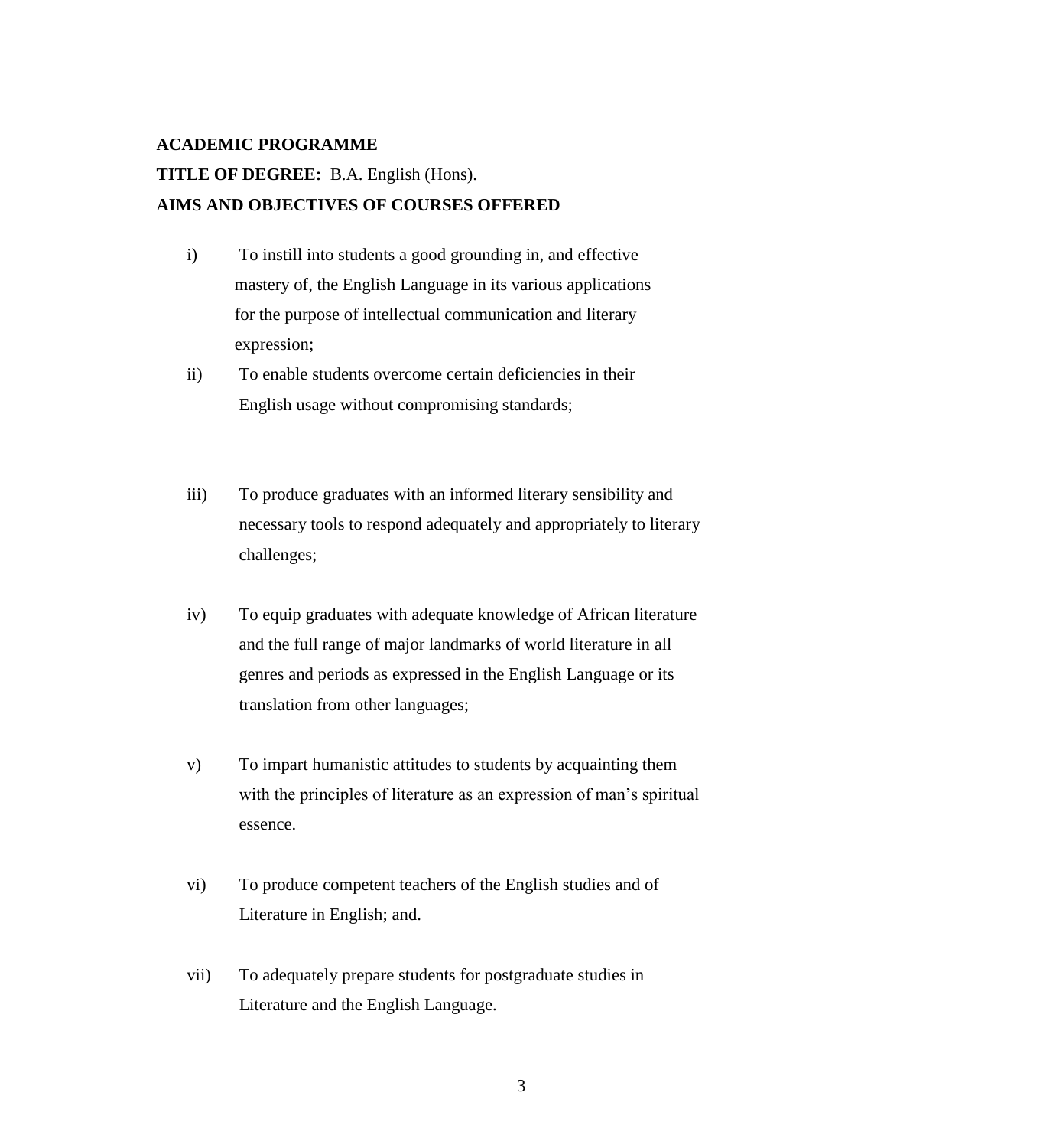**ACADEMIC PROGRAMME**

**TITLE OF DEGREE:** B.A. English (Hons).

**AIMS AND OBJECTIVES OF COURSES OFFERED**

i) To instill into students a good grounding in, and effective mastery of, the English Language in its various applications for the purpose of intellectual communication and literary expression;

ii) To enable students overcome certain deficiencies in their English usage without compromising standards;

iii) To produce graduates with an informed literary sensibility and necessary tools to respond adequately and appropriately to literary challenges;

iv) To equip graduates with adequate knowledge of African literature and the full range of major landmarks of world literature in all genres and periods as expressed in the English Language or its translation from other languages;

v) To impart humanistic attitudes to students by acquainting them with the principles of literature as an expression of man's spiritual essence.

vi) To produce competent teachers of the English studies and of Literature in English; and.

vii) To adequately prepare students for postgraduate studies in Literature and the English Language.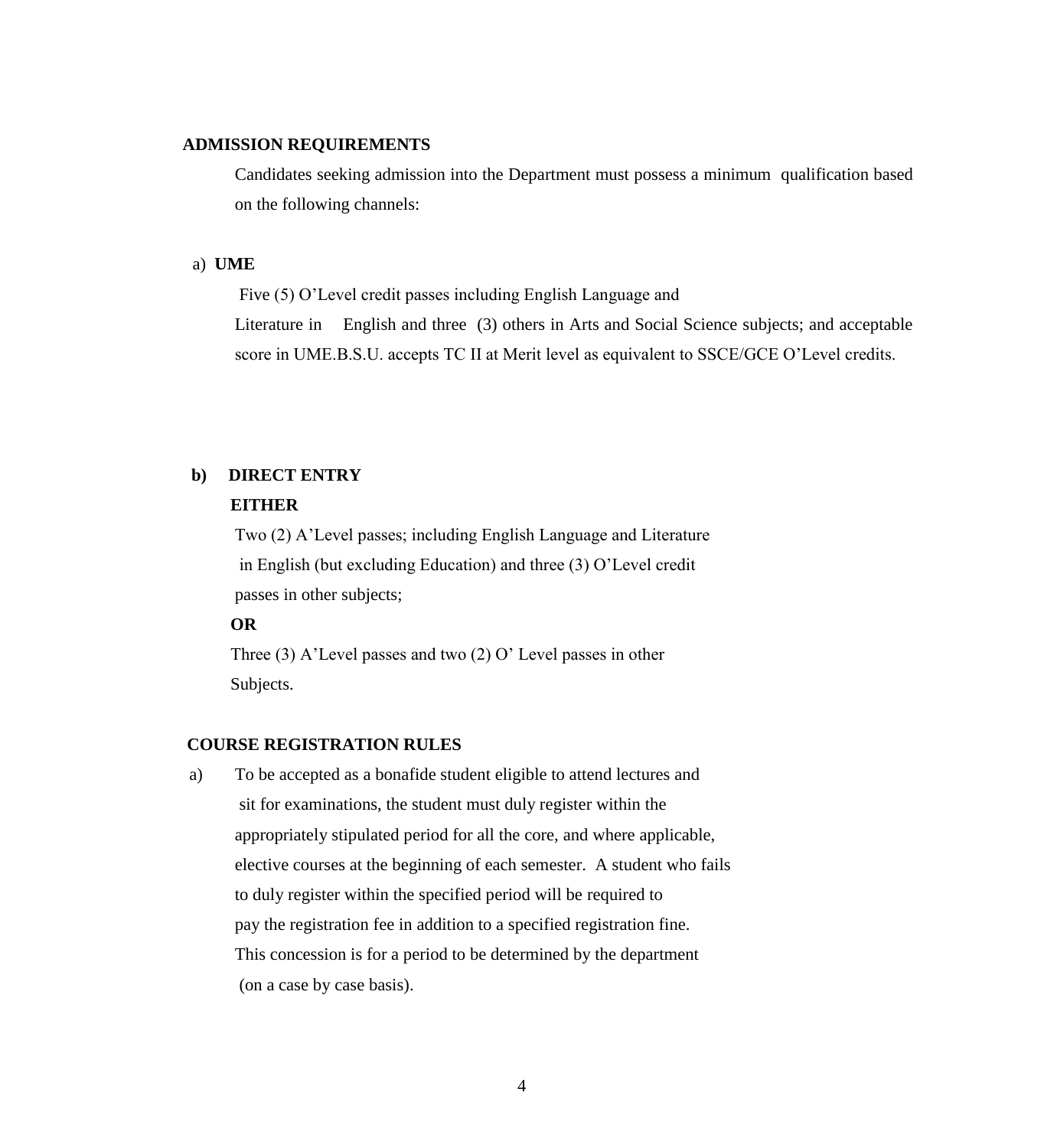## ADMISSION REQUIREMENTS

Candidates seeking admission into the Department must possess a minimum qualification based on the following channels:

a) **UME**

Five (5) O'Level credit passes including English Language and Literature in English and three (3) others in Arts and Social Science subjects; and acceptable score in UME.B.S.U. accepts TC II at Merit level as equivalent to SSCE/GCE O'Level credits.

**b) DIRECT ENTRY**

**EITHER**

Two (2) A'Level passes; including English Language and Literature in English (but excluding Education) and three (3) O'Level credit passes in other subjects;

**OR**

Three (3) A'Level passes and two (2) O' Level passes in other Subjects.

## COURSE REGISTRATION RULES

a) To be accepted as a bonafide student eligible to attend lectures and sit for examinations, the student must duly register within the appropriately stipulated period for all the core, and where applicable, elective courses at the beginning of each semester. A student who fails to duly register within the specified period will be required to pay the registration fee in addition to a specified registration fine. This concession is for a period to be determined by the department (on a case by case basis).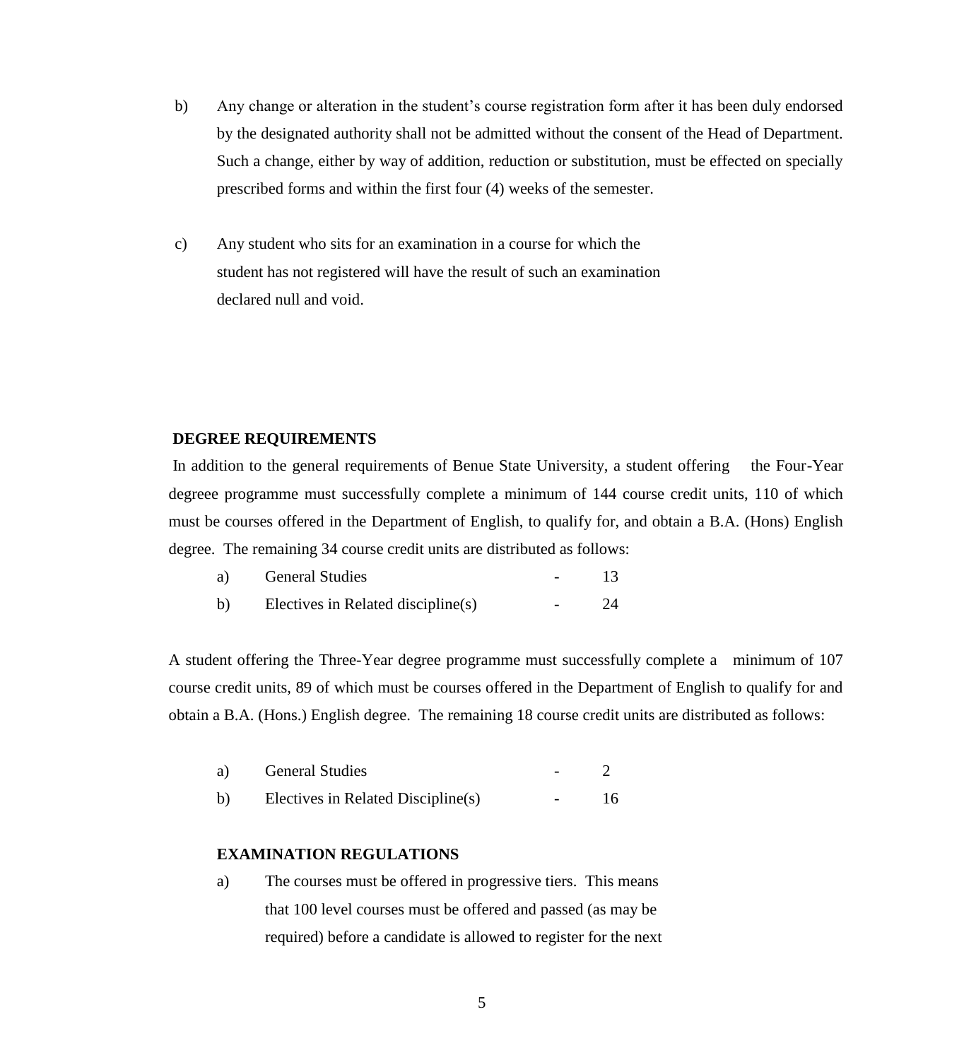b) Any change or alteration in the student's course registration form after it has been duly endorsed by the designated authority shall not be admitted without the consent of the Head of Department. Such a change, either by way of addition, reduction or substitution, must be effected on specially prescribed forms and within the first four (4) weeks of the semester.

c) Any student who sits for an examination in a course for which the student has not registered will have the result of such an examination declared null and void.

**DEGREE REQUIREMENTS**

In addition to the general requirements of Benue State University, a student offering the Four-Year degreee programme must successfully complete a minimum of 144 course credit units, 110 of which must be courses offered in the Department of English, to qualify for, and obtain a B.A. (Hons) English degree. The remaining 34 course credit units are distributed as follows:

a) General Studies - 13
b) Electives in Related discipline(s) - 24

A student offering the Three-Year degree programme must successfully complete a minimum of 107 course credit units, 89 of which must be courses offered in the Department of English to qualify for and obtain a B.A. (Hons.) English degree. The remaining 18 course credit units are distributed as follows:

a) General Studies - 2
b) Electives in Related Discipline(s) - 16

**EXAMINATION REGULATIONS**

a) The courses must be offered in progressive tiers. This means that 100 level courses must be offered and passed (as may be required) before a candidate is allowed to register for the next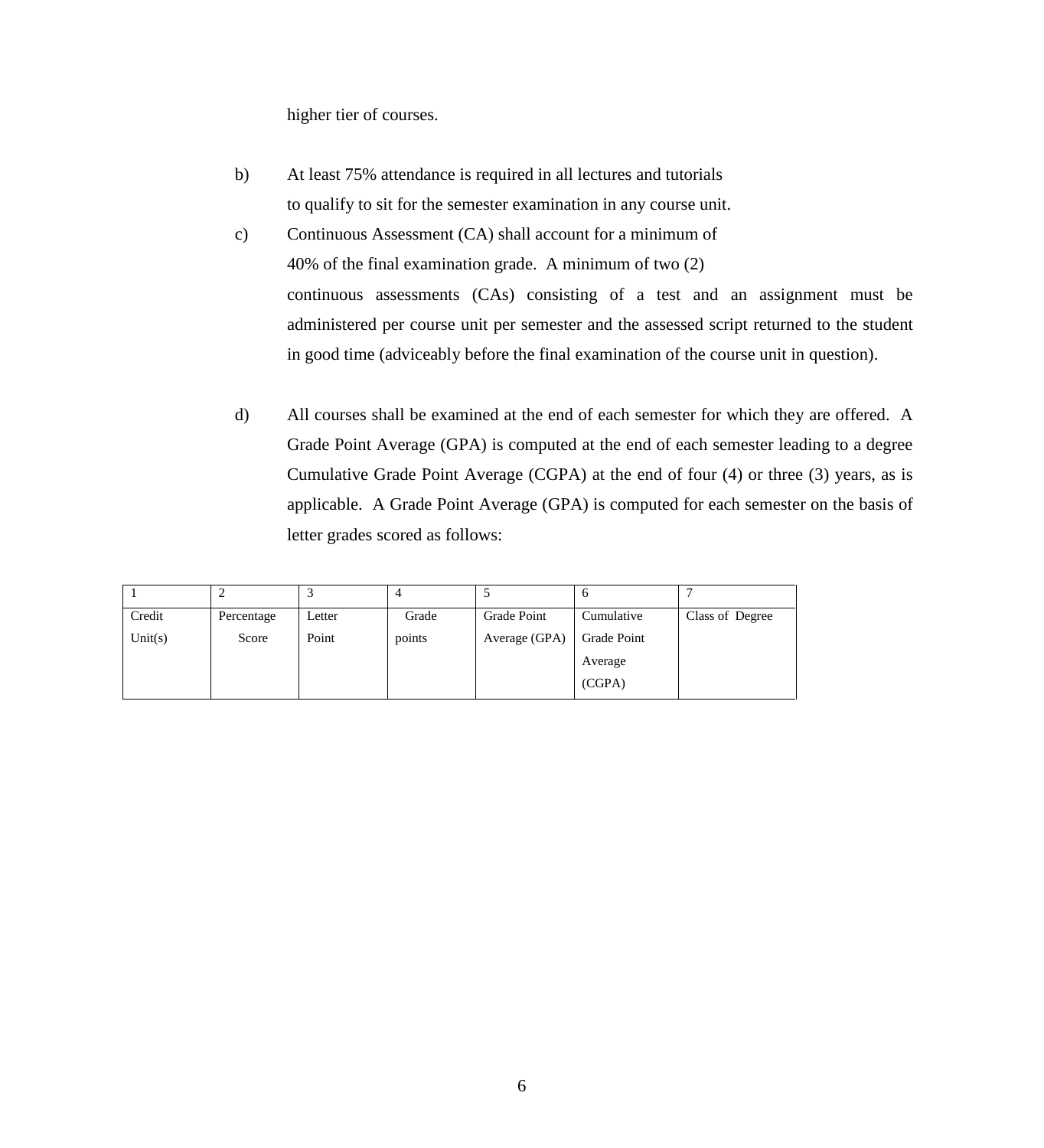higher tier of courses.

b) At least 75% attendance is required in all lectures and tutorials to qualify to sit for the semester examination in any course unit.

c) Continuous Assessment (CA) shall account for a minimum of 40% of the final examination grade. A minimum of two (2) continuous assessments (CAs) consisting of a test and an assignment must be administered per course unit per semester and the assessed script returned to the student in good time (adviceably before the final examination of the course unit in question).

d) All courses shall be examined at the end of each semester for which they are offered. A Grade Point Average (GPA) is computed at the end of each semester leading to a degree Cumulative Grade Point Average (CGPA) at the end of four (4) or three (3) years, as is applicable. A Grade Point Average (GPA) is computed for each semester on the basis of letter grades scored as follows:

| 1 | 2 | 3 | 4 | 5 | 6 | 7 |
|---|---|---|---|---|---|---|
| Credit Unit(s) | Percentage Score | Letter Point | Grade points | Grade Point Average (GPA) | Cumulative Grade Point Average (CGPA) | Class of Degree |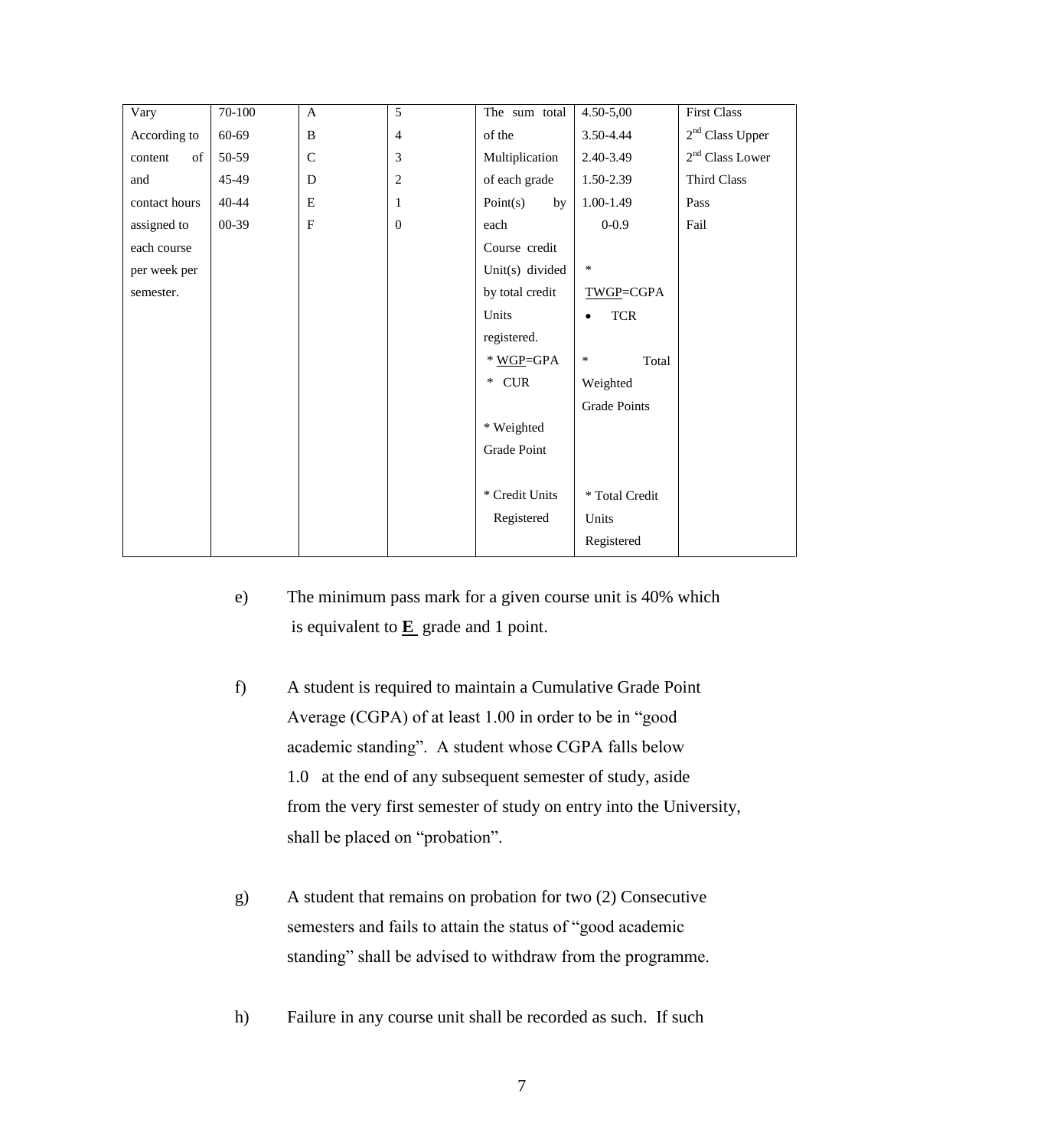| | | | | | | |
|---|---|---|---|---|---|---|
| Vary According to content of and contact hours assigned to each course per week per semester. | 70-100<br>60-69<br>50-59<br>45-49<br>40-44<br>00-39 | A<br>B<br>C<br>D<br>E<br>F | 5<br>4<br>3<br>2<br>1<br>0 | The sum total of the Multiplication of each grade Point(s) by each Course credit Unit(s) divided by total credit Units registered.<br>* WGP=GPA<br>* CUR<br><br>* Weighted Grade Point<br><br>* Credit Units Registered | 4.50-5,00<br>3.50-4.44<br>2.40-3.49<br>1.50-2.39<br>1.00-1.49<br>0-0.9<br><br>*<br>TWGP=CGPA<br>• TCR<br><br>* Total Weighted Grade Points<br><br>* Total Credit Units Registered | First Class<br>2nd Class Upper<br>2nd Class Lower<br>Third Class<br>Pass<br>Fail |

e) The minimum pass mark for a given course unit is 40% which is equivalent to **E** grade and 1 point.

f) A student is required to maintain a Cumulative Grade Point Average (CGPA) of at least 1.00 in order to be in "good academic standing". A student whose CGPA falls below 1.0 at the end of any subsequent semester of study, aside from the very first semester of study on entry into the University, shall be placed on "probation".

g) A student that remains on probation for two (2) Consecutive semesters and fails to attain the status of "good academic standing" shall be advised to withdraw from the programme.

h) Failure in any course unit shall be recorded as such. If such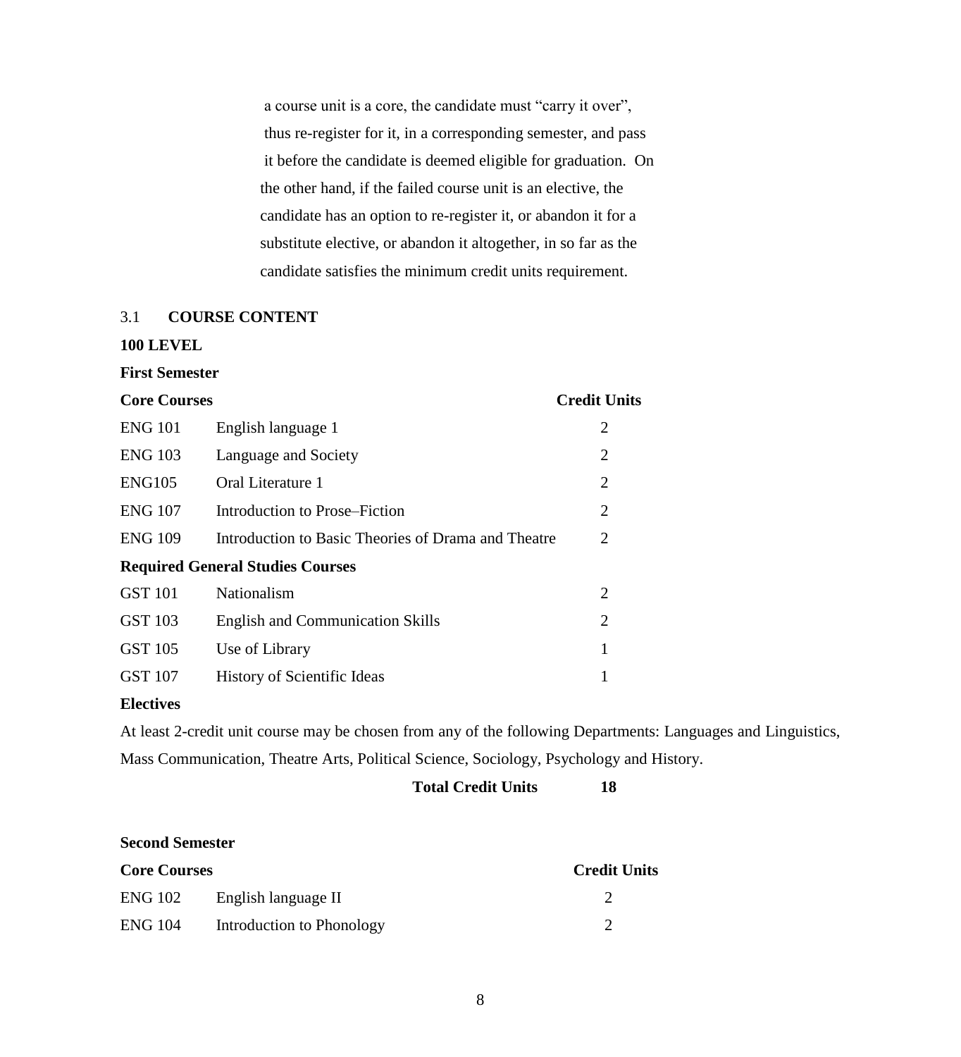a course unit is a core, the candidate must "carry it over", thus re-register for it, in a corresponding semester, and pass it before the candidate is deemed eligible for graduation. On the other hand, if the failed course unit is an elective, the candidate has an option to re-register it, or abandon it for a substitute elective, or abandon it altogether, in so far as the candidate satisfies the minimum credit units requirement.

## 3.1 COURSE CONTENT

### 100 LEVEL

**First Semester**

| **Core Courses** | | **Credit Units** |
|---|---|---|
| ENG 101 | English language 1 | 2 |
| ENG 103 | Language and Society | 2 |
| ENG105 | Oral Literature 1 | 2 |
| ENG 107 | Introduction to Prose–Fiction | 2 |
| ENG 109 | Introduction to Basic Theories of Drama and Theatre | 2 |
| **Required General Studies Courses** | | |
| GST 101 | Nationalism | 2 |
| GST 103 | English and Communication Skills | 2 |
| GST 105 | Use of Library | 1 |
| GST 107 | History of Scientific Ideas | 1 |

**Electives**

At least 2-credit unit course may be chosen from any of the following Departments: Languages and Linguistics, Mass Communication, Theatre Arts, Political Science, Sociology, Psychology and History.

**Total Credit Units 18**

**Second Semester**

| **Core Courses** | | **Credit Units** |
|---|---|---|
| ENG 102 | English language II | 2 |
| ENG 104 | Introduction to Phonology | 2 |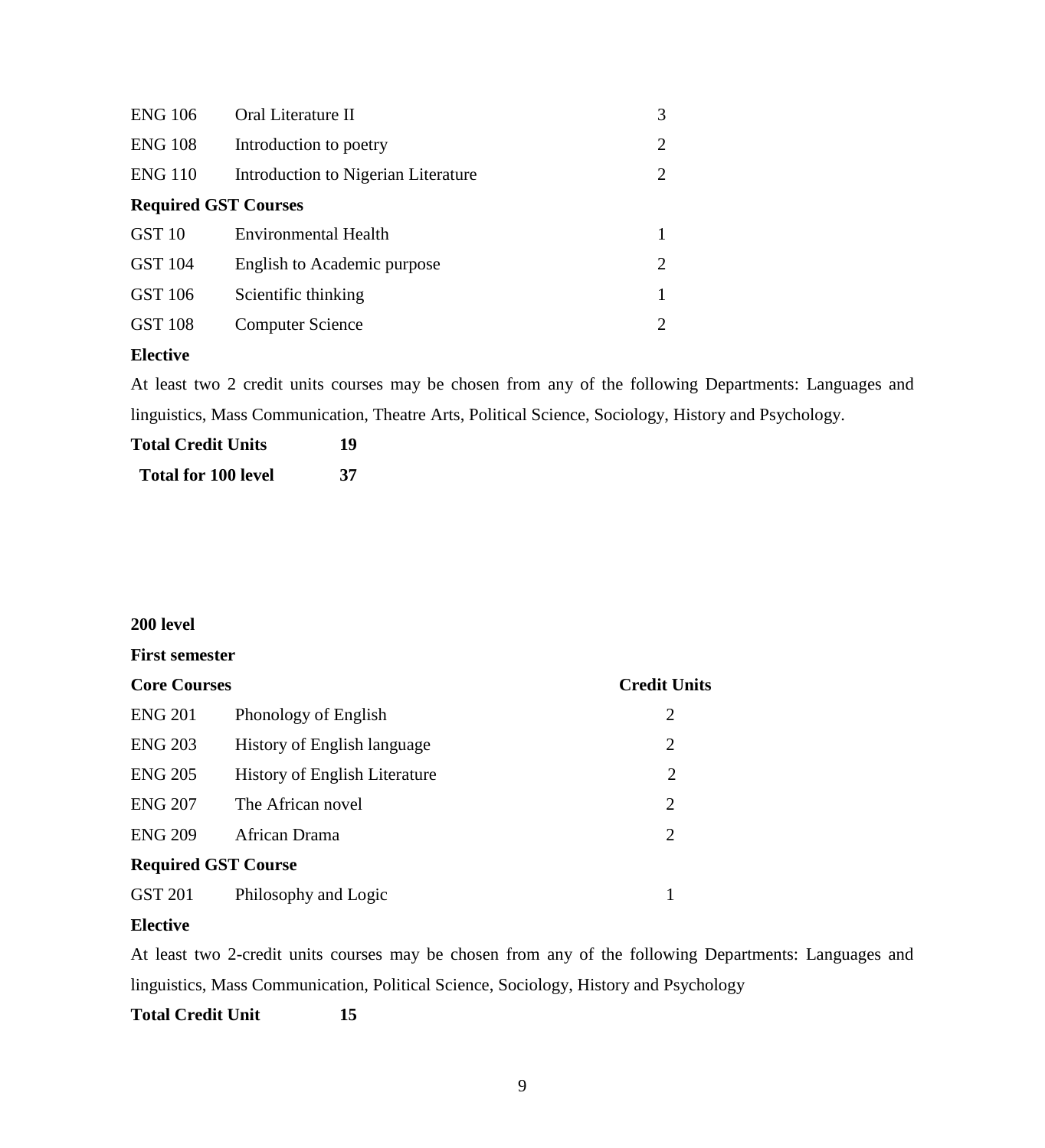| | | |
|---|---|---|
| ENG 106 | Oral Literature II | 3 |
| ENG 108 | Introduction to poetry | 2 |
| ENG 110 | Introduction to Nigerian Literature | 2 |

**Required GST Courses**

| | | |
|---|---|---|
| GST 10 | Environmental Health | 1 |
| GST 104 | English to Academic purpose | 2 |
| GST 106 | Scientific thinking | 1 |
| GST 108 | Computer Science | 2 |

**Elective**

At least two 2 credit units courses may be chosen from any of the following Departments: Languages and linguistics, Mass Communication, Theatre Arts, Political Science, Sociology, History and Psychology.

**Total Credit Units 19**

**Total for 100 level 37**

**200 level**

**First semester**

| Core Courses | | Credit Units |
|---|---|---|
| ENG 201 | Phonology of English | 2 |
| ENG 203 | History of English language | 2 |
| ENG 205 | History of English Literature | 2 |
| ENG 207 | The African novel | 2 |
| ENG 209 | African Drama | 2 |

**Required GST Course**

| | | |
|---|---|---|
| GST 201 | Philosophy and Logic | 1 |

**Elective**

At least two 2-credit units courses may be chosen from any of the following Departments: Languages and linguistics, Mass Communication, Political Science, Sociology, History and Psychology

**Total Credit Unit 15**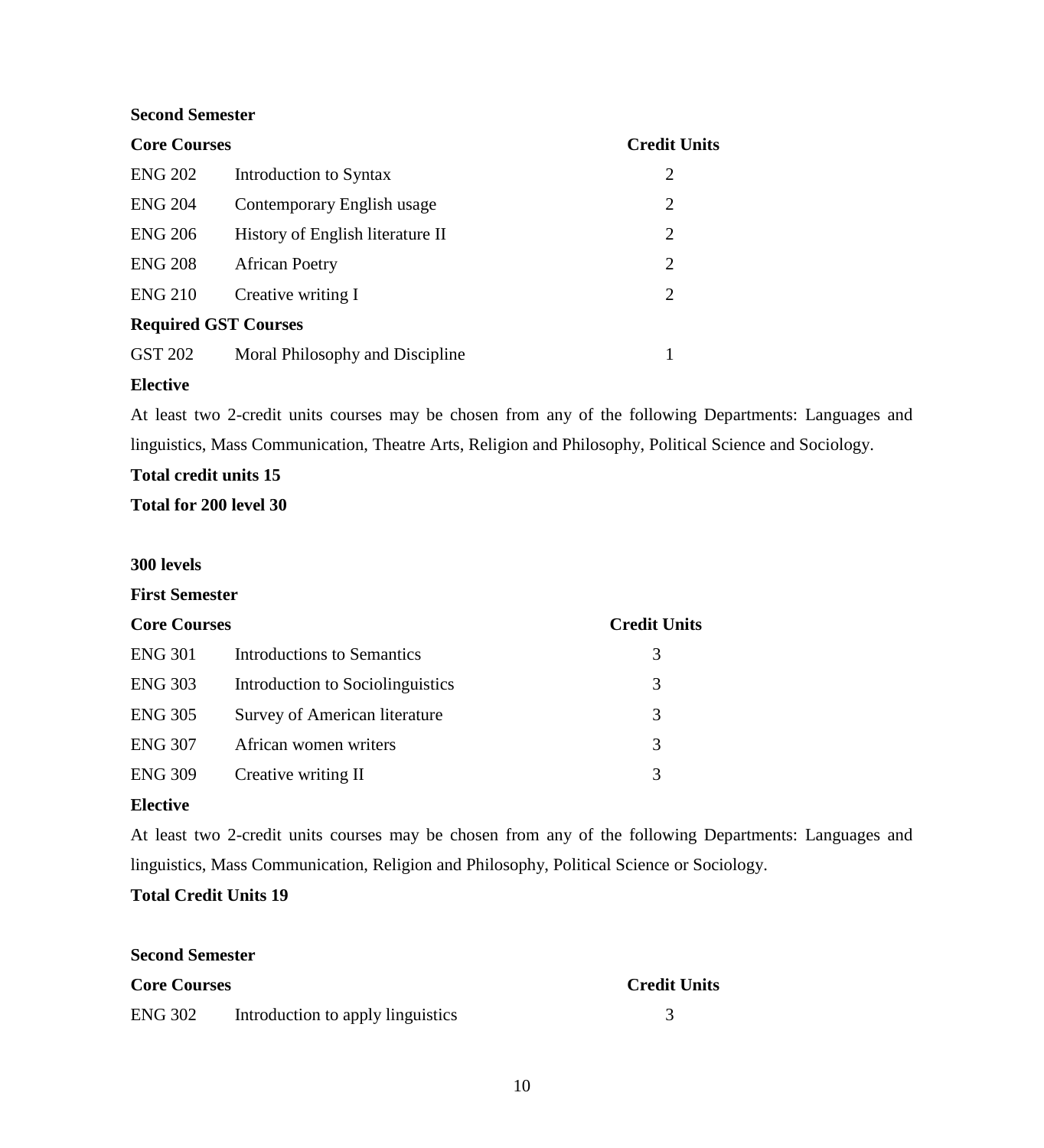**Second Semester**

| Core Courses | | Credit Units |
|---|---|---|
| ENG 202 | Introduction to Syntax | 2 |
| ENG 204 | Contemporary English usage | 2 |
| ENG 206 | History of English literature II | 2 |
| ENG 208 | African Poetry | 2 |
| ENG 210 | Creative writing I | 2 |
| **Required GST Courses** | | |
| GST 202 | Moral Philosophy and Discipline | 1 |

**Elective**

At least two 2-credit units courses may be chosen from any of the following Departments: Languages and linguistics, Mass Communication, Theatre Arts, Religion and Philosophy, Political Science and Sociology.

**Total credit units 15**

**Total for 200 level 30**

**300 levels**

**First Semester**

| Core Courses | | Credit Units |
|---|---|---|
| ENG 301 | Introductions to Semantics | 3 |
| ENG 303 | Introduction to Sociolinguistics | 3 |
| ENG 305 | Survey of American literature | 3 |
| ENG 307 | African women writers | 3 |
| ENG 309 | Creative writing II | 3 |

**Elective**

At least two 2-credit units courses may be chosen from any of the following Departments: Languages and linguistics, Mass Communication, Religion and Philosophy, Political Science or Sociology.

**Total Credit Units 19**

**Second Semester**

| Core Courses | | Credit Units |
|---|---|---|
| ENG 302 | Introduction to apply linguistics | 3 |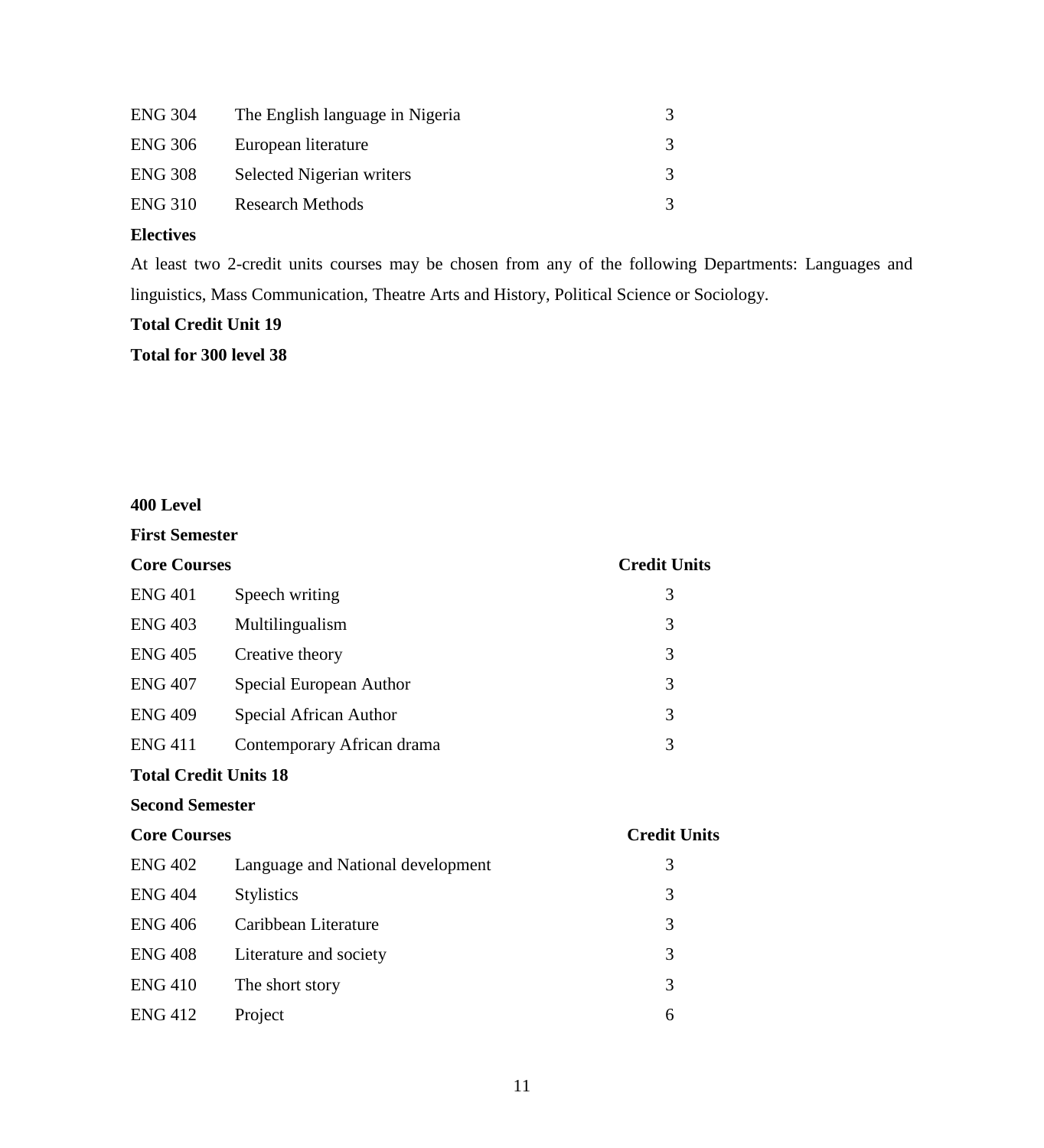| | | |
|---|---|---|
| ENG 304 | The English language in Nigeria | 3 |
| ENG 306 | European literature | 3 |
| ENG 308 | Selected Nigerian writers | 3 |
| ENG 310 | Research Methods | 3 |

**Electives**

At least two 2-credit units courses may be chosen from any of the following Departments: Languages and linguistics, Mass Communication, Theatre Arts and History, Political Science or Sociology.

**Total Credit Unit 19**

**Total for 300 level 38**

**400 Level**

**First Semester**

| **Core Courses** | | **Credit Units** |
|---|---|---|
| ENG 401 | Speech writing | 3 |
| ENG 403 | Multilingualism | 3 |
| ENG 405 | Creative theory | 3 |
| ENG 407 | Special European Author | 3 |
| ENG 409 | Special African Author | 3 |
| ENG 411 | Contemporary African drama | 3 |

**Total Credit Units 18**

**Second Semester**

| **Core Courses** | | **Credit Units** |
|---|---|---|
| ENG 402 | Language and National development | 3 |
| ENG 404 | Stylistics | 3 |
| ENG 406 | Caribbean Literature | 3 |
| ENG 408 | Literature and society | 3 |
| ENG 410 | The short story | 3 |
| ENG 412 | Project | 6 |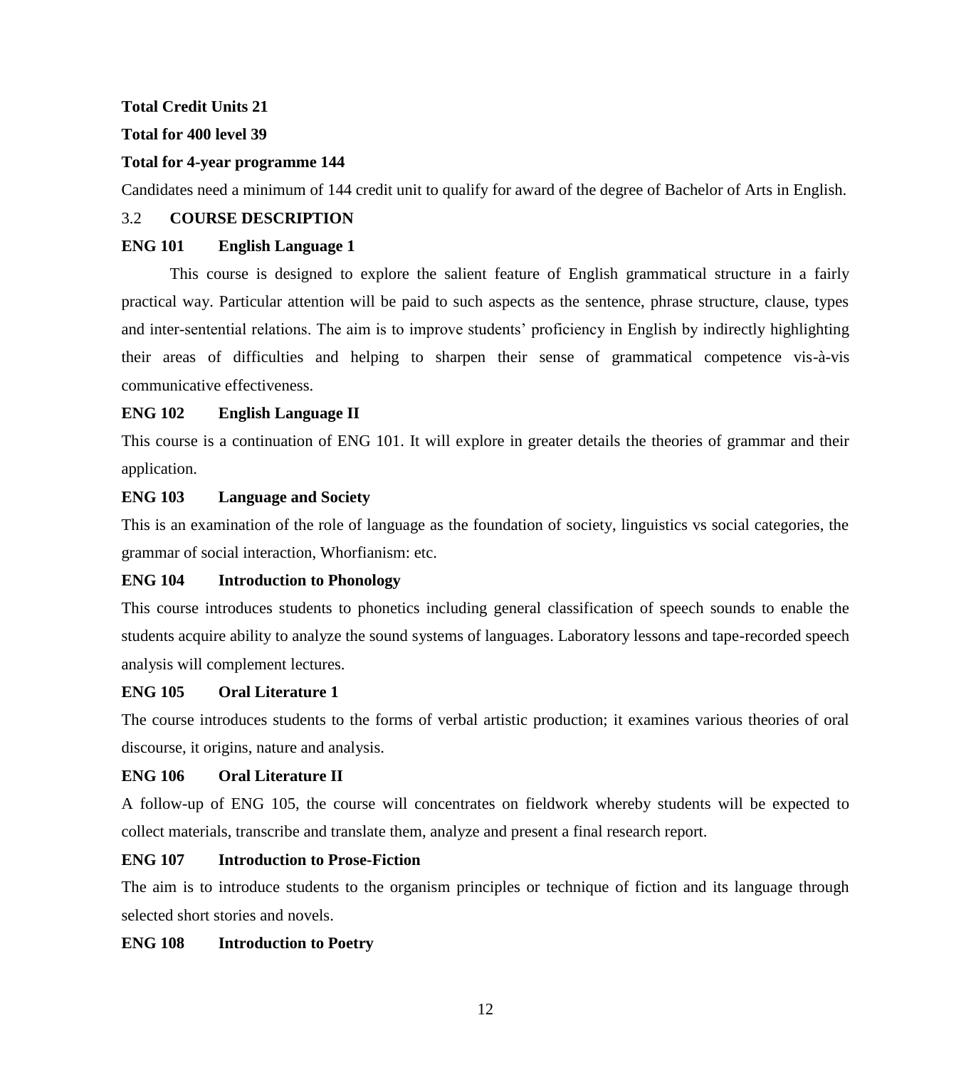**Total Credit Units 21**

**Total for 400 level 39**

**Total for 4-year programme 144**

Candidates need a minimum of 144 credit unit to qualify for award of the degree of Bachelor of Arts in English.

## 3.2 COURSE DESCRIPTION

### ENG 101 English Language 1

This course is designed to explore the salient feature of English grammatical structure in a fairly practical way. Particular attention will be paid to such aspects as the sentence, phrase structure, clause, types and inter-sentential relations. The aim is to improve students' proficiency in English by indirectly highlighting their areas of difficulties and helping to sharpen their sense of grammatical competence vis-à-vis communicative effectiveness.

### ENG 102 English Language II

This course is a continuation of ENG 101. It will explore in greater details the theories of grammar and their application.

### ENG 103 Language and Society

This is an examination of the role of language as the foundation of society, linguistics vs social categories, the grammar of social interaction, Whorfianism: etc.

### ENG 104 Introduction to Phonology

This course introduces students to phonetics including general classification of speech sounds to enable the students acquire ability to analyze the sound systems of languages. Laboratory lessons and tape-recorded speech analysis will complement lectures.

### ENG 105 Oral Literature 1

The course introduces students to the forms of verbal artistic production; it examines various theories of oral discourse, it origins, nature and analysis.

### ENG 106 Oral Literature II

A follow-up of ENG 105, the course will concentrates on fieldwork whereby students will be expected to collect materials, transcribe and translate them, analyze and present a final research report.

### ENG 107 Introduction to Prose-Fiction

The aim is to introduce students to the organism principles or technique of fiction and its language through selected short stories and novels.

### ENG 108 Introduction to Poetry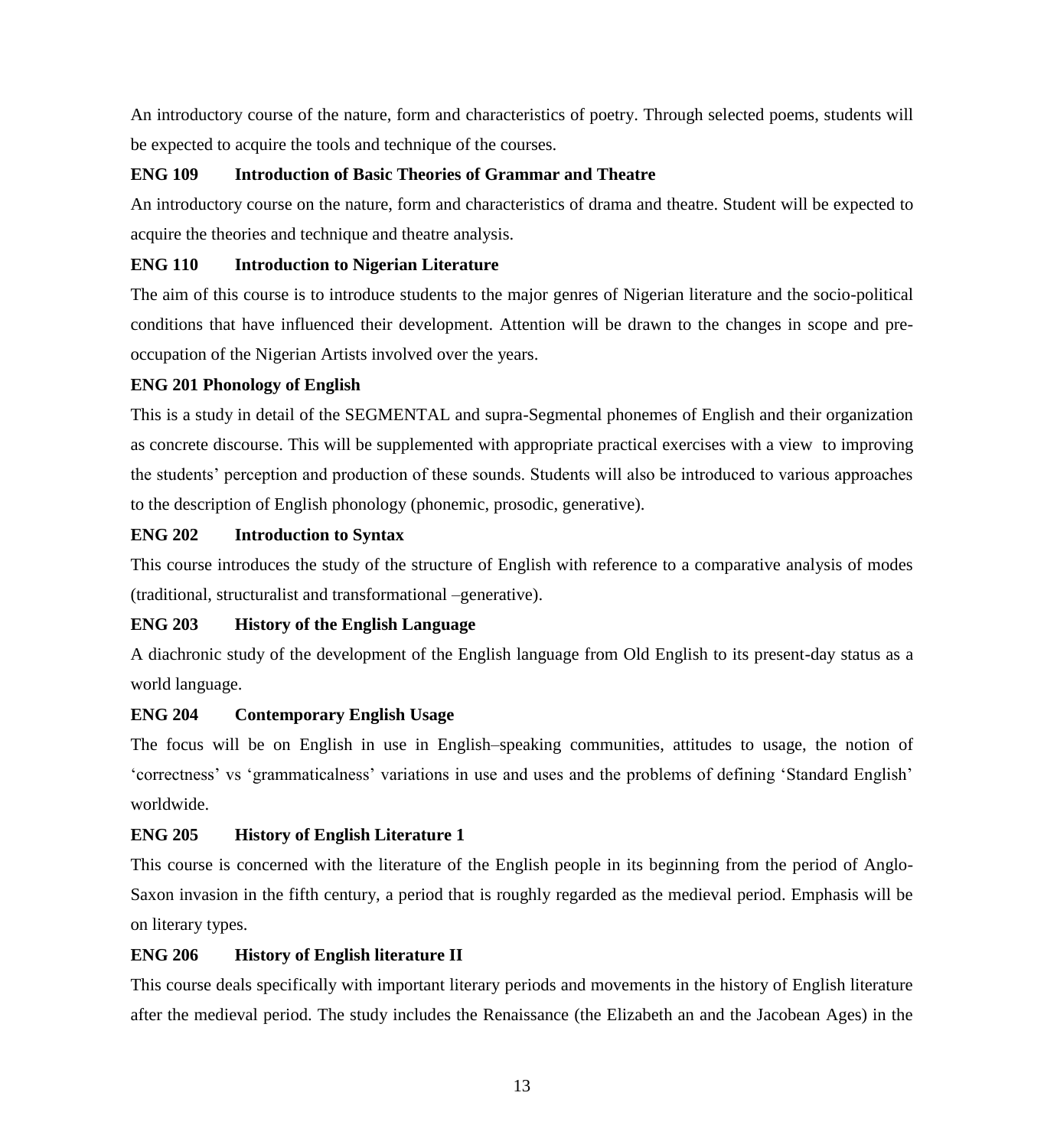An introductory course of the nature, form and characteristics of poetry. Through selected poems, students will be expected to acquire the tools and technique of the courses.

**ENG 109 Introduction of Basic Theories of Grammar and Theatre**

An introductory course on the nature, form and characteristics of drama and theatre. Student will be expected to acquire the theories and technique and theatre analysis.

**ENG 110 Introduction to Nigerian Literature**

The aim of this course is to introduce students to the major genres of Nigerian literature and the socio-political conditions that have influenced their development. Attention will be drawn to the changes in scope and pre-occupation of the Nigerian Artists involved over the years.

**ENG 201 Phonology of English**

This is a study in detail of the SEGMENTAL and supra-Segmental phonemes of English and their organization as concrete discourse. This will be supplemented with appropriate practical exercises with a view to improving the students' perception and production of these sounds. Students will also be introduced to various approaches to the description of English phonology (phonemic, prosodic, generative).

**ENG 202 Introduction to Syntax**

This course introduces the study of the structure of English with reference to a comparative analysis of modes (traditional, structuralist and transformational –generative).

**ENG 203 History of the English Language**

A diachronic study of the development of the English language from Old English to its present-day status as a world language.

**ENG 204 Contemporary English Usage**

The focus will be on English in use in English–speaking communities, attitudes to usage, the notion of 'correctness' vs 'grammaticalness' variations in use and uses and the problems of defining 'Standard English' worldwide.

**ENG 205 History of English Literature 1**

This course is concerned with the literature of the English people in its beginning from the period of Anglo-Saxon invasion in the fifth century, a period that is roughly regarded as the medieval period. Emphasis will be on literary types.

**ENG 206 History of English literature II**

This course deals specifically with important literary periods and movements in the history of English literature after the medieval period. The study includes the Renaissance (the Elizabeth an and the Jacobean Ages) in the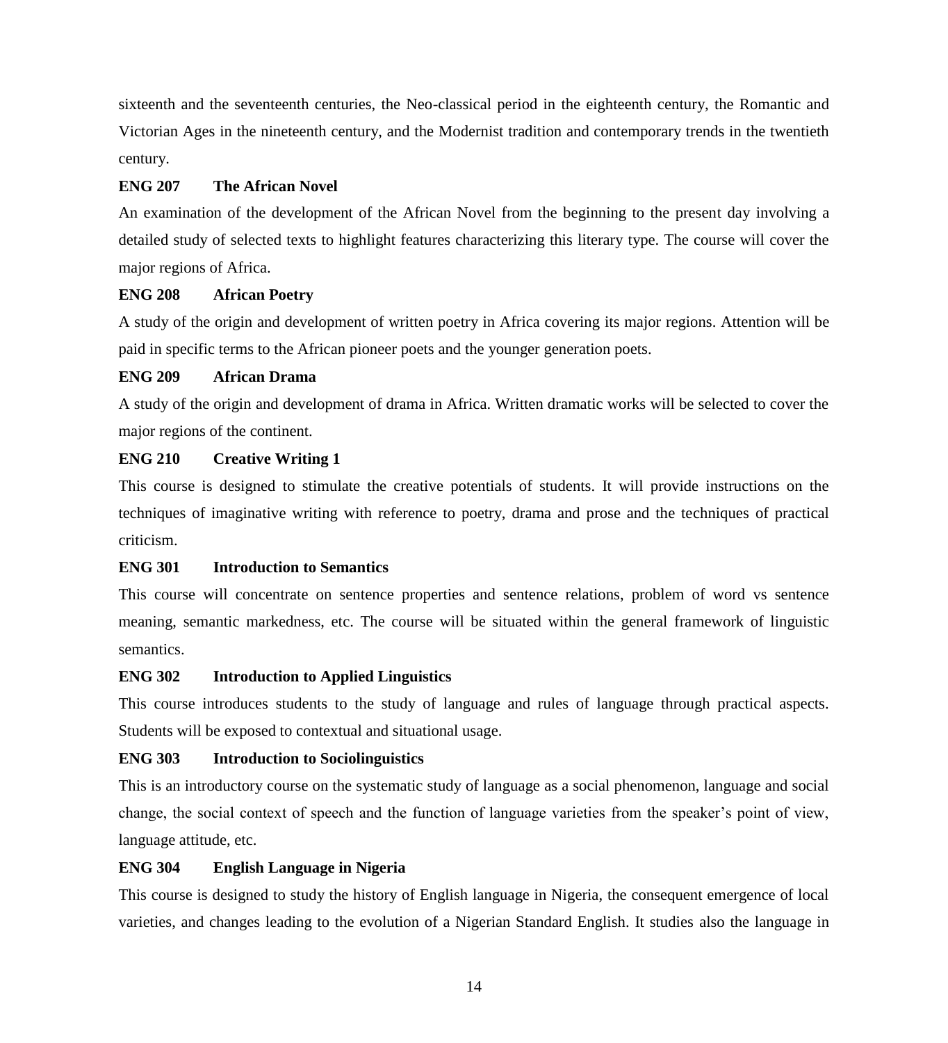sixteenth and the seventeenth centuries, the Neo-classical period in the eighteenth century, the Romantic and Victorian Ages in the nineteenth century, and the Modernist tradition and contemporary trends in the twentieth century.

**ENG 207 The African Novel**

An examination of the development of the African Novel from the beginning to the present day involving a detailed study of selected texts to highlight features characterizing this literary type. The course will cover the major regions of Africa.

**ENG 208 African Poetry**

A study of the origin and development of written poetry in Africa covering its major regions. Attention will be paid in specific terms to the African pioneer poets and the younger generation poets.

**ENG 209 African Drama**

A study of the origin and development of drama in Africa. Written dramatic works will be selected to cover the major regions of the continent.

**ENG 210 Creative Writing 1**

This course is designed to stimulate the creative potentials of students. It will provide instructions on the techniques of imaginative writing with reference to poetry, drama and prose and the techniques of practical criticism.

**ENG 301 Introduction to Semantics**

This course will concentrate on sentence properties and sentence relations, problem of word vs sentence meaning, semantic markedness, etc. The course will be situated within the general framework of linguistic semantics.

**ENG 302 Introduction to Applied Linguistics**

This course introduces students to the study of language and rules of language through practical aspects. Students will be exposed to contextual and situational usage.

**ENG 303 Introduction to Sociolinguistics**

This is an introductory course on the systematic study of language as a social phenomenon, language and social change, the social context of speech and the function of language varieties from the speaker's point of view, language attitude, etc.

**ENG 304 English Language in Nigeria**

This course is designed to study the history of English language in Nigeria, the consequent emergence of local varieties, and changes leading to the evolution of a Nigerian Standard English. It studies also the language in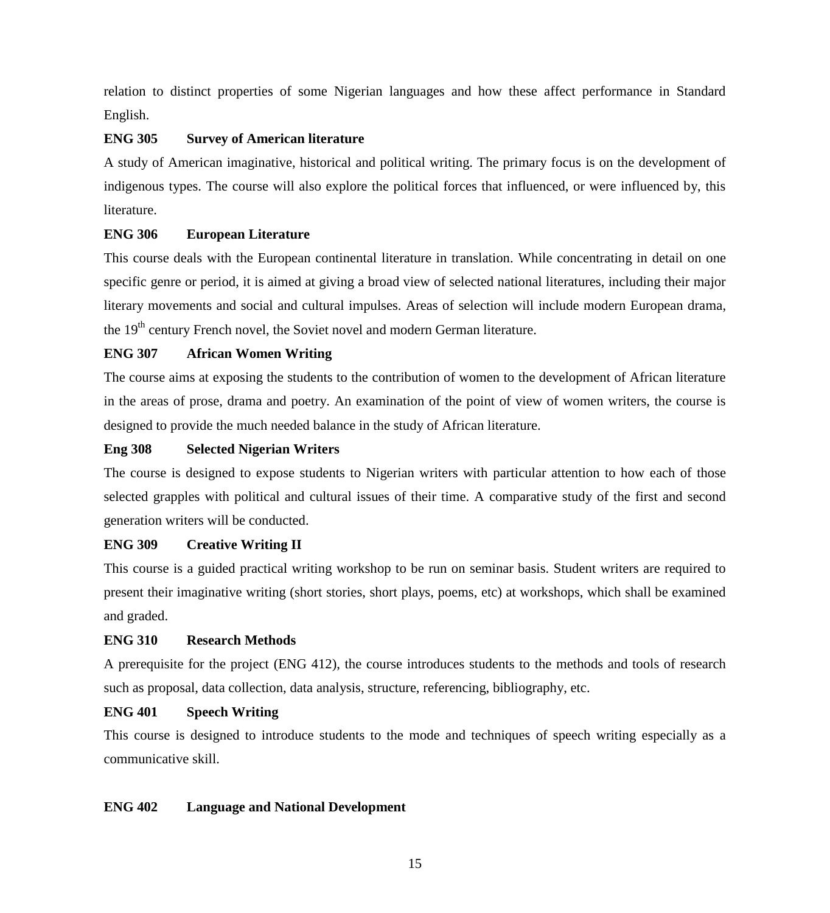relation to distinct properties of some Nigerian languages and how these affect performance in Standard English.

**ENG 305 Survey of American literature**

A study of American imaginative, historical and political writing. The primary focus is on the development of indigenous types. The course will also explore the political forces that influenced, or were influenced by, this literature.

**ENG 306 European Literature**

This course deals with the European continental literature in translation. While concentrating in detail on one specific genre or period, it is aimed at giving a broad view of selected national literatures, including their major literary movements and social and cultural impulses. Areas of selection will include modern European drama, the 19th century French novel, the Soviet novel and modern German literature.

**ENG 307 African Women Writing**

The course aims at exposing the students to the contribution of women to the development of African literature in the areas of prose, drama and poetry. An examination of the point of view of women writers, the course is designed to provide the much needed balance in the study of African literature.

**Eng 308 Selected Nigerian Writers**

The course is designed to expose students to Nigerian writers with particular attention to how each of those selected grapples with political and cultural issues of their time. A comparative study of the first and second generation writers will be conducted.

**ENG 309 Creative Writing II**

This course is a guided practical writing workshop to be run on seminar basis. Student writers are required to present their imaginative writing (short stories, short plays, poems, etc) at workshops, which shall be examined and graded.

**ENG 310 Research Methods**

A prerequisite for the project (ENG 412), the course introduces students to the methods and tools of research such as proposal, data collection, data analysis, structure, referencing, bibliography, etc.

**ENG 401 Speech Writing**

This course is designed to introduce students to the mode and techniques of speech writing especially as a communicative skill.

**ENG 402 Language and National Development**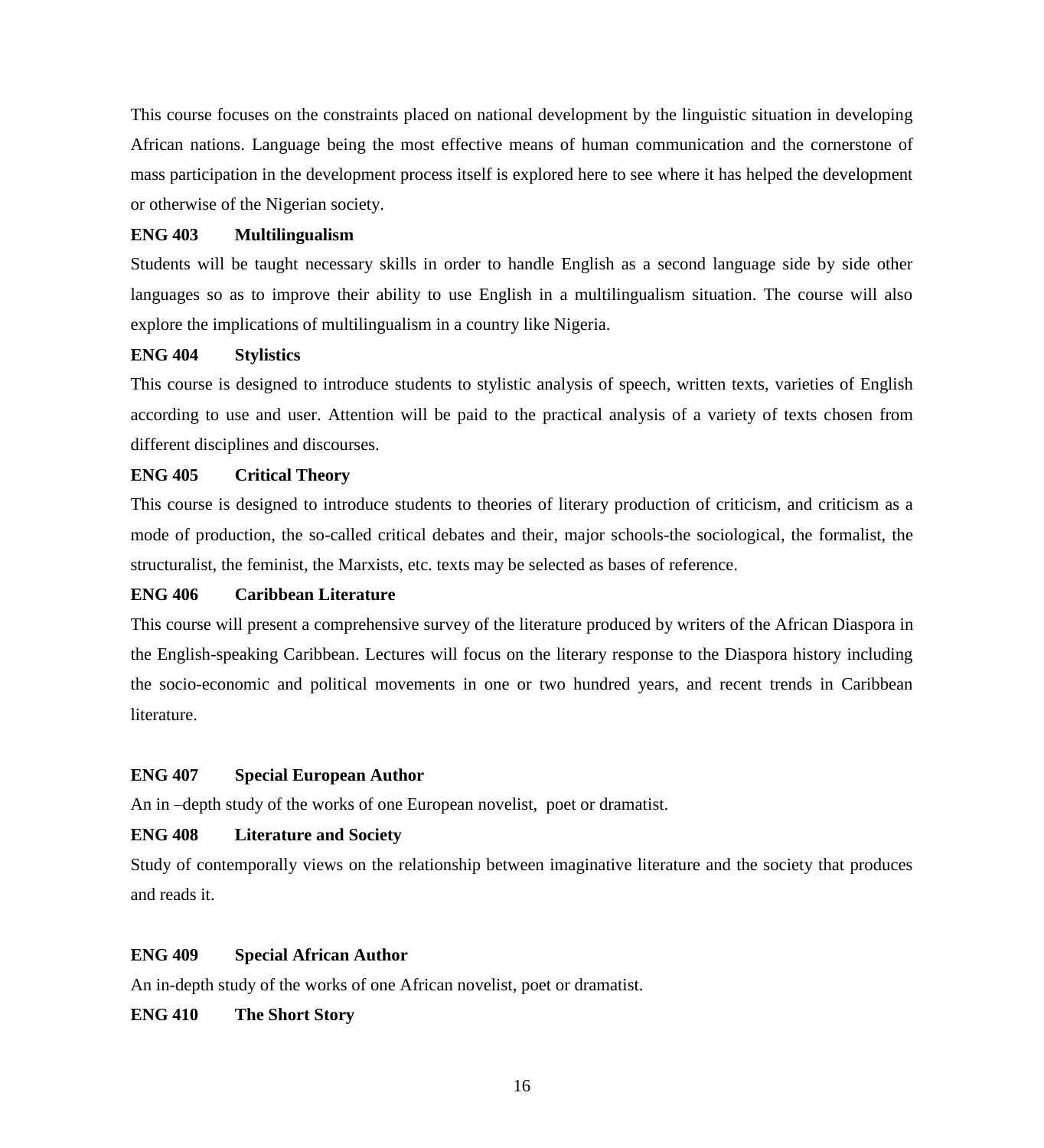This course focuses on the constraints placed on national development by the linguistic situation in developing African nations. Language being the most effective means of human communication and the cornerstone of mass participation in the development process itself is explored here to see where it has helped the development or otherwise of the Nigerian society.

**ENG 403 Multilingualism**

Students will be taught necessary skills in order to handle English as a second language side by side other languages so as to improve their ability to use English in a multilingualism situation. The course will also explore the implications of multilingualism in a country like Nigeria.

**ENG 404 Stylistics**

This course is designed to introduce students to stylistic analysis of speech, written texts, varieties of English according to use and user. Attention will be paid to the practical analysis of a variety of texts chosen from different disciplines and discourses.

**ENG 405 Critical Theory**

This course is designed to introduce students to theories of literary production of criticism, and criticism as a mode of production, the so-called critical debates and their, major schools-the sociological, the formalist, the structuralist, the feminist, the Marxists, etc. texts may be selected as bases of reference.

**ENG 406 Caribbean Literature**

This course will present a comprehensive survey of the literature produced by writers of the African Diaspora in the English-speaking Caribbean. Lectures will focus on the literary response to the Diaspora history including the socio-economic and political movements in one or two hundred years, and recent trends in Caribbean literature.

**ENG 407 Special European Author**

An in –depth study of the works of one European novelist, poet or dramatist.

**ENG 408 Literature and Society**

Study of contemporally views on the relationship between imaginative literature and the society that produces and reads it.

**ENG 409 Special African Author**

An in-depth study of the works of one African novelist, poet or dramatist.

**ENG 410 The Short Story**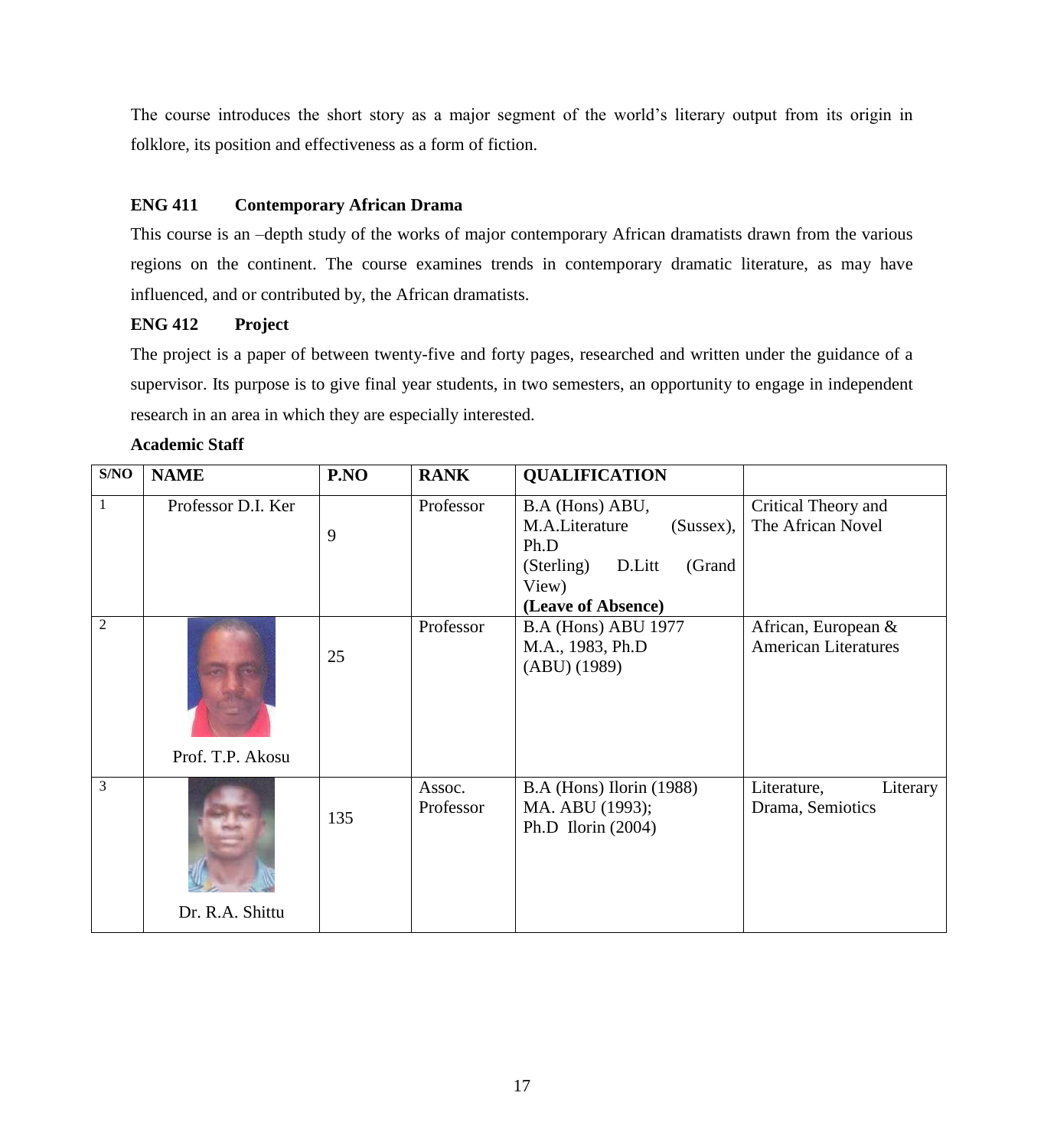The course introduces the short story as a major segment of the world's literary output from its origin in folklore, its position and effectiveness as a form of fiction.

**ENG 411 Contemporary African Drama**

This course is an –depth study of the works of major contemporary African dramatists drawn from the various regions on the continent. The course examines trends in contemporary dramatic literature, as may have influenced, and or contributed by, the African dramatists.

**ENG 412 Project**

The project is a paper of between twenty-five and forty pages, researched and written under the guidance of a supervisor. Its purpose is to give final year students, in two semesters, an opportunity to engage in independent research in an area in which they are especially interested.

**Academic Staff**

| S/NO | NAME | P.NO | RANK | QUALIFICATION | |
|---|---|---|---|---|---|
| 1 | Professor D.I. Ker | 9 | Professor | B.A (Hons) ABU, M.A.Literature (Sussex), Ph.D (Sterling) D.Litt (Grand View) **(Leave of Absence)** | Critical Theory and The African Novel |
| 2 | Prof. T.P. Akosu | 25 | Professor | B.A (Hons) ABU 1977 M.A., 1983, Ph.D (ABU) (1989) | African, European & American Literatures |
| 3 | Dr. R.A. Shittu | 135 | Assoc. Professor | B.A (Hons) Ilorin (1988) MA. ABU (1993); Ph.D Ilorin (2004) | Literature, Literary Drama, Semiotics |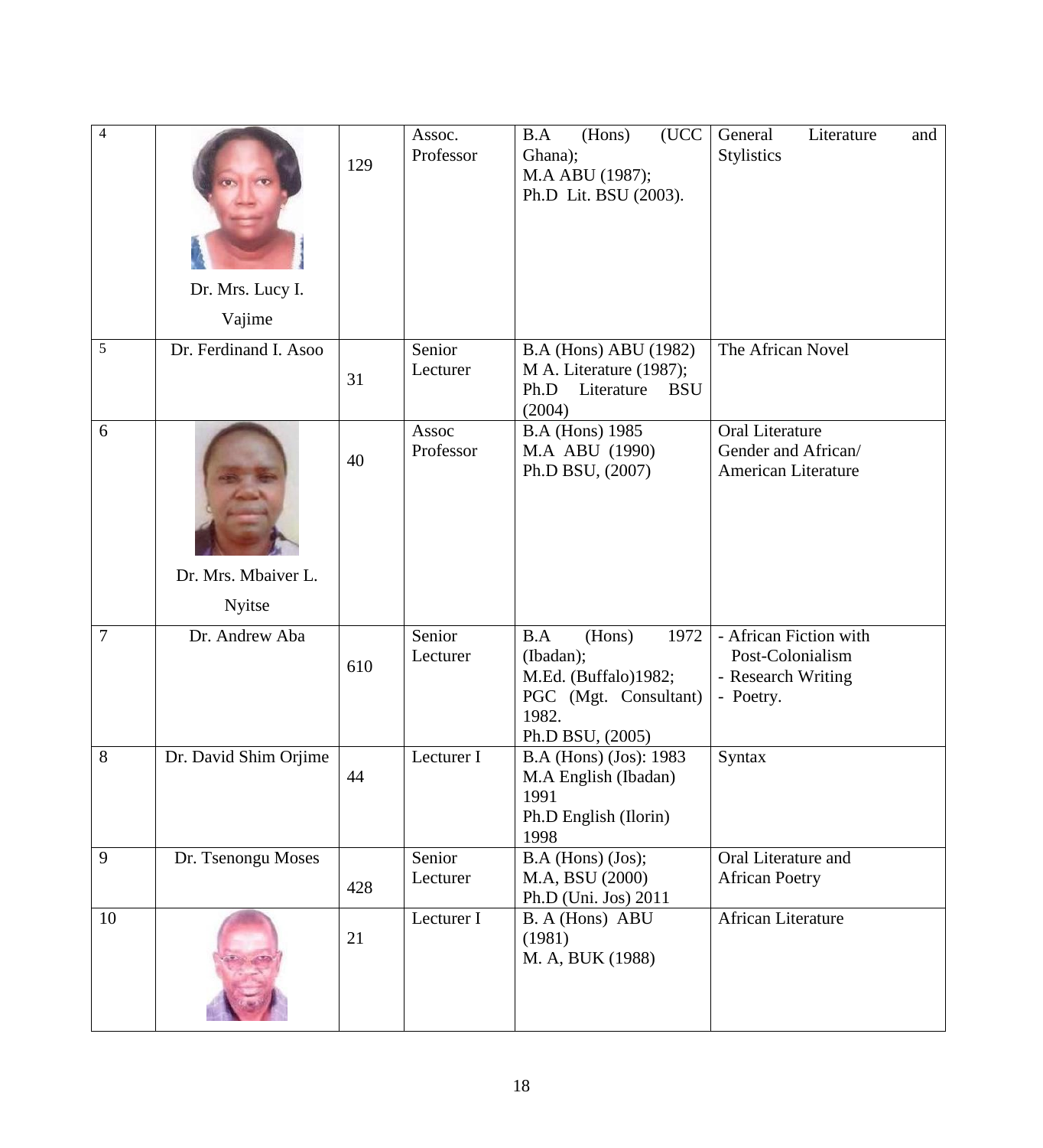| 4 | Dr. Mrs. Lucy I. Vajime | 129 | Assoc. Professor | B.A (Hons) (UCC Ghana);<br>M.A ABU (1987);<br>Ph.D Lit. BSU (2003). | General Literature and Stylistics |
|---|---|---|---|---|---|
| 5 | Dr. Ferdinand I. Asoo | 31 | Senior Lecturer | B.A (Hons) ABU (1982)<br>M A. Literature (1987);<br>Ph.D Literature BSU (2004) | The African Novel |
| 6 | Dr. Mrs. Mbaiver L. Nyitse | 40 | Assoc Professor | B.A (Hons) 1985<br>M.A ABU (1990)<br>Ph.D BSU, (2007) | Oral Literature<br>Gender and African/ American Literature |
| 7 | Dr. Andrew Aba | 610 | Senior Lecturer | B.A (Hons) 1972 (Ibadan);<br>M.Ed. (Buffalo)1982;<br>PGC (Mgt. Consultant) 1982.<br>Ph.D BSU, (2005) | - African Fiction with Post-Colonialism<br>- Research Writing<br>- Poetry. |
| 8 | Dr. David Shim Orjime | 44 | Lecturer I | B.A (Hons) (Jos): 1983<br>M.A English (Ibadan) 1991<br>Ph.D English (Ilorin) 1998 | Syntax |
| 9 | Dr. Tsenongu Moses | 428 | Senior Lecturer | B.A (Hons) (Jos);<br>M.A, BSU (2000)<br>Ph.D (Uni. Jos) 2011 | Oral Literature and African Poetry |
| 10 | | 21 | Lecturer I | B. A (Hons) ABU (1981)<br>M. A, BUK (1988) | African Literature |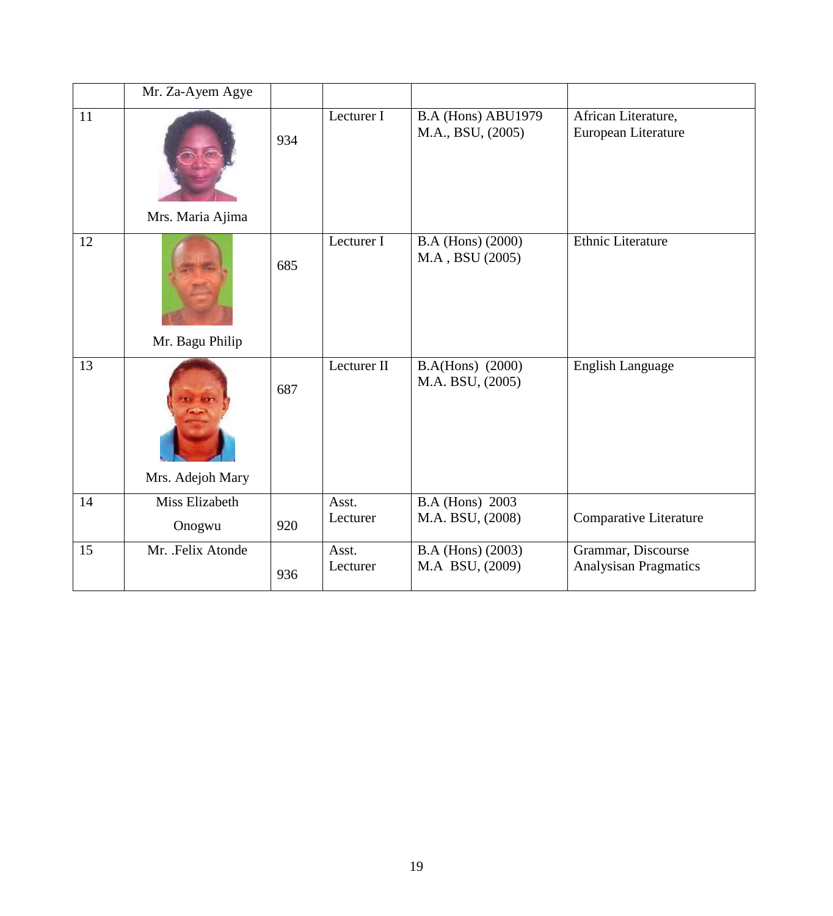| | | | | | |
|---|---|---|---|---|---|
| | Mr. Za-Ayem Agye | | | | |
| 11 | Mrs. Maria Ajima | 934 | Lecturer I | B.A (Hons) ABU1979<br>M.A., BSU, (2005) | African Literature,<br>European Literature |
| 12 | Mr. Bagu Philip | 685 | Lecturer I | B.A (Hons) (2000)<br>M.A , BSU (2005) | Ethnic Literature |
| 13 | Mrs. Adejoh Mary | 687 | Lecturer II | B.A(Hons) (2000)<br>M.A. BSU, (2005) | English Language |
| 14 | Miss Elizabeth Onogwu | 920 | Asst. Lecturer | B.A (Hons) 2003<br>M.A. BSU, (2008) | Comparative Literature |
| 15 | Mr. .Felix Atonde | 936 | Asst. Lecturer | B.A (Hons) (2003)<br>M.A BSU, (2009) | Grammar, Discourse Analysisan Pragmatics |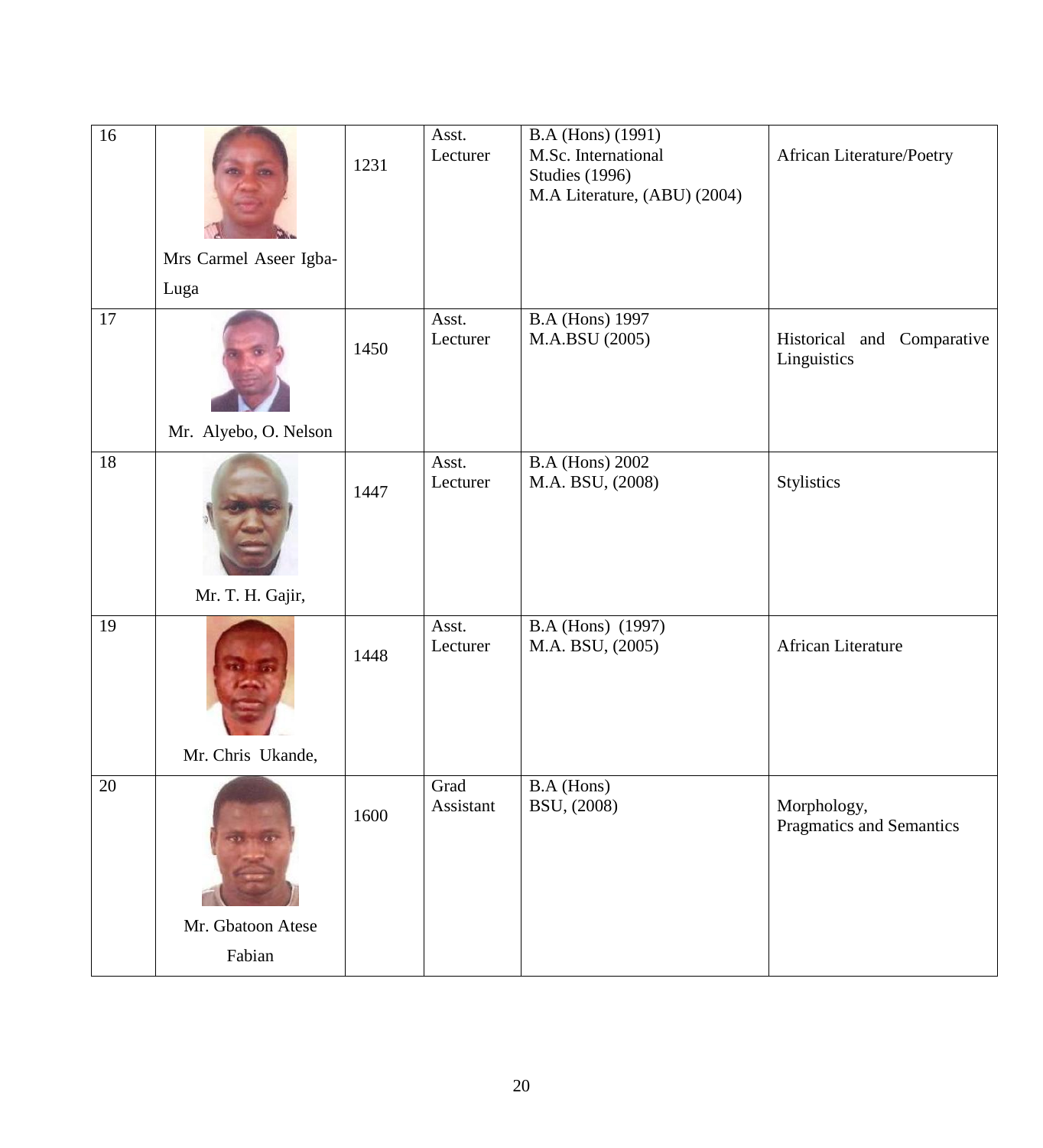| 16 | Mrs Carmel Aseer Igba-Luga | 1231 | Asst. Lecturer | B.A (Hons) (1991)<br>M.Sc. International Studies (1996)<br>M.A Literature, (ABU) (2004) | African Literature/Poetry |
|---|---|---|---|---|---|
| 17 | Mr. Alyebo, O. Nelson | 1450 | Asst. Lecturer | B.A (Hons) 1997<br>M.A.BSU (2005) | Historical and Comparative Linguistics |
| 18 | Mr. T. H. Gajir, | 1447 | Asst. Lecturer | B.A (Hons) 2002<br>M.A. BSU, (2008) | Stylistics |
| 19 | Mr. Chris Ukande, | 1448 | Asst. Lecturer | B.A (Hons) (1997)<br>M.A. BSU, (2005) | African Literature |
| 20 | Mr. Gbatoon Atese Fabian | 1600 | Grad Assistant | B.A (Hons)<br>BSU, (2008) | Morphology, Pragmatics and Semantics |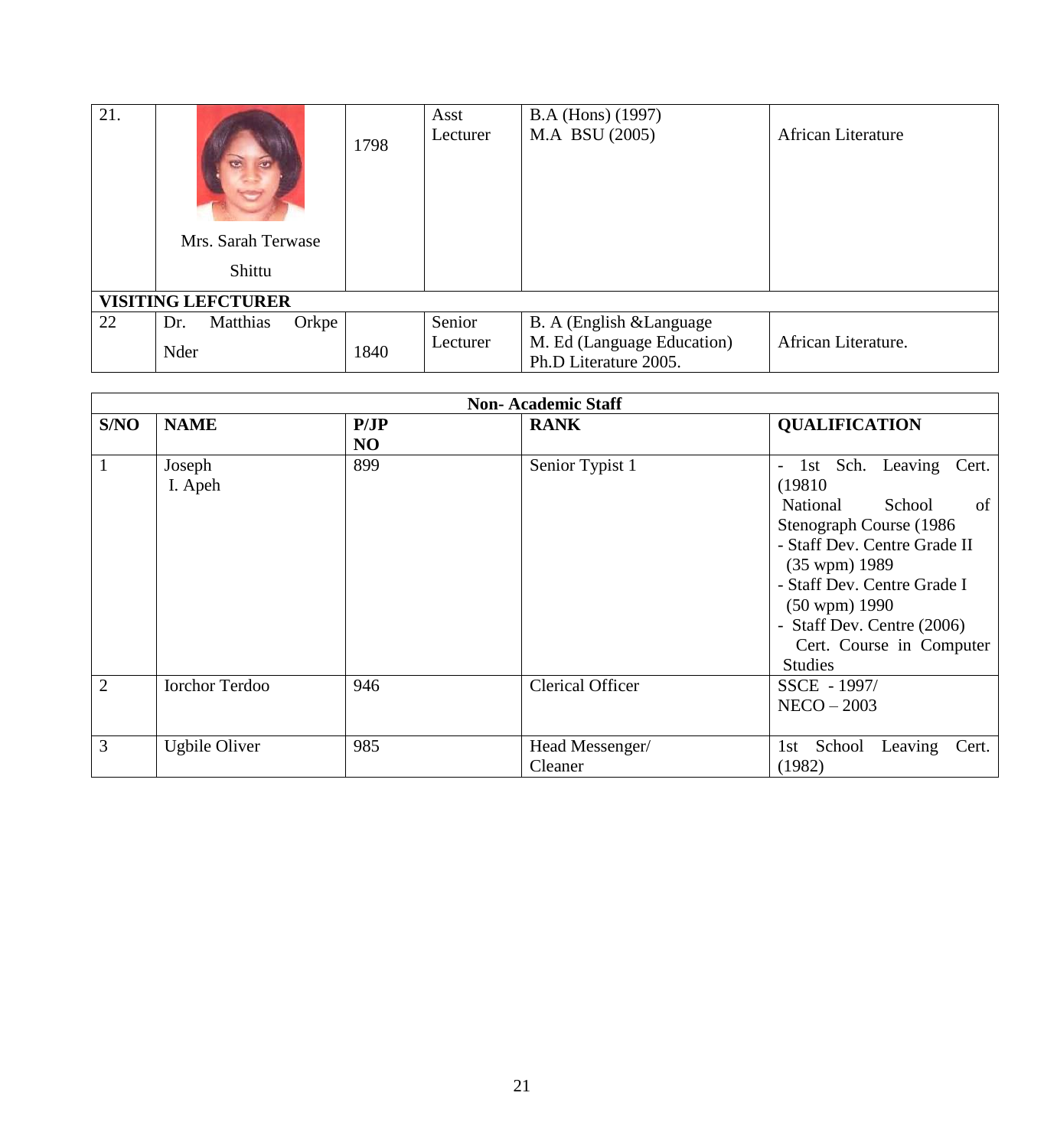| | | | | | |
|---|---|---|---|---|---|
| 21. | Mrs. Sarah Terwase Shittu | 1798 | Asst Lecturer | B.A (Hons) (1997)<br>M.A BSU (2005) | African Literature |
| **VISITING LEFCTURER** | | | | | |
| 22 | Dr. Matthias Orkpe Nder | 1840 | Senior Lecturer | B. A (English &Language<br>M. Ed (Language Education)<br>Ph.D Literature 2005. | African Literature. |

**Non- Academic Staff**

| S/NO | NAME | P/JP NO | RANK | QUALIFICATION |
|---|---|---|---|---|
| 1 | Joseph I. Apeh | 899 | Senior Typist 1 | - 1st Sch. Leaving Cert. (19810<br>National School of Stenograph Course (1986<br>- Staff Dev. Centre Grade II (35 wpm) 1989<br>- Staff Dev. Centre Grade I (50 wpm) 1990<br>- Staff Dev. Centre (2006) Cert. Course in Computer Studies |
| 2 | Iorchor Terdoo | 946 | Clerical Officer | SSCE - 1997/<br>NECO – 2003 |
| 3 | Ugbile Oliver | 985 | Head Messenger/ Cleaner | 1st School Leaving Cert. (1982) |